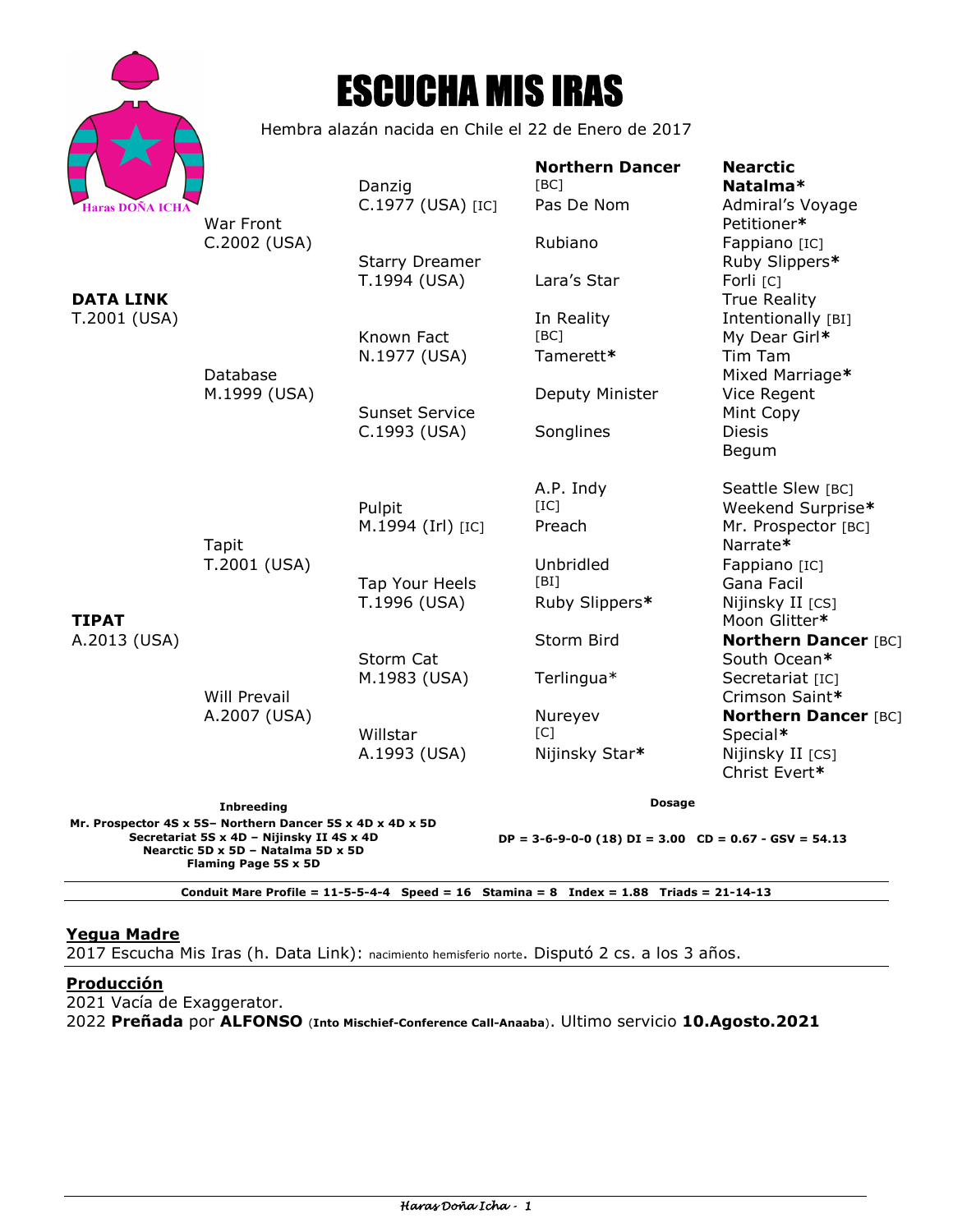# ESCUCHA MIS IRAS

Hembra alazán nacida en Chile el 22 de Enero de 2017

Haras DOÑA ICHA

| | | | | |
|---|---|---|---|---|
| **DATA LINK** T.2001 (USA) | War Front C.2002 (USA) | Danzig C.1977 (USA) [IC] | **Northern Dancer** [BC] | **Nearctic** |
| | | | | **Natalma*** |
| | | | Pas De Nom | Admiral's Voyage |
| | | | | Petitioner* |
| | | Starry Dreamer T.1994 (USA) | Rubiano | Fappiano [IC] |
| | | | | Ruby Slippers* |
| | | | Lara's Star | Forli [C] |
| | | | | True Reality |
| | Database M.1999 (USA) | Known Fact N.1977 (USA) | In Reality [BC] | Intentionally [BI] |
| | | | | My Dear Girl* |
| | | | Tamerett* | Tim Tam |
| | | | | Mixed Marriage* |
| | | Sunset Service C.1993 (USA) | Deputy Minister | Vice Regent |
| | | | | Mint Copy |
| | | | Songlines | Diesis |
| | | | | Begum |
| **TIPAT** A.2013 (USA) | Tapit T.2001 (USA) | Pulpit M.1994 (Irl) [IC] | A.P. Indy [IC] | Seattle Slew [BC] |
| | | | | Weekend Surprise* |
| | | | Preach | Mr. Prospector [BC] |
| | | | | Narrate* |
| | | Tap Your Heels T.1996 (USA) | Unbridled [BI] | Fappiano [IC] |
| | | | | Gana Facil |
| | | | Ruby Slippers* | Nijinsky II [CS] |
| | | | | Moon Glitter* |
| | Will Prevail A.2007 (USA) | Storm Cat M.1983 (USA) | Storm Bird | **Northern Dancer** [BC] |
| | | | | South Ocean* |
| | | | Terlingua* | Secretariat [IC] |
| | | | | Crimson Saint* |
| | | Willstar A.1993 (USA) | Nureyev [C] | **Northern Dancer** [BC] |
| | | | | Special* |
| | | | Nijinsky Star* | Nijinsky II [CS] |
| | | | | Christ Evert* |

**Inbreeding**

**Mr. Prospector 4S x 5S– Northern Dancer 5S x 4D x 4D x 5D**
**Secretariat 5S x 4D – Nijinsky II 4S x 4D**
**Nearctic 5D x 5D – Natalma 5D x 5D**
**Flaming Page 5S x 5D**

**Dosage**

**DP = 3-6-9-0-0 (18) DI = 3.00 CD = 0.67 - GSV = 54.13**

**Conduit Mare Profile = 11-5-5-4-4 Speed = 16 Stamina = 8 Index = 1.88 Triads = 21-14-13**

## Yegua Madre

2017 Escucha Mis Iras (h. Data Link): nacimiento hemisferio norte. Disputó 2 cs. a los 3 años.

## Producción

2021 Vacía de Exaggerator.
2022 **Preñada** por **ALFONSO** (**Into Mischief-Conference Call-Anaaba**). Ultimo servicio **10.Agosto.2021**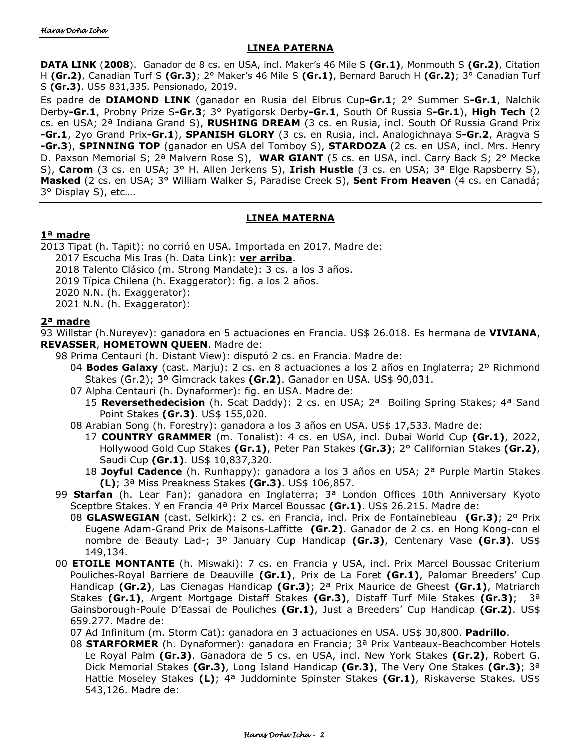## LINEA PATERNA

**DATA LINK** (**2008**). Ganador de 8 cs. en USA, incl. Maker's 46 Mile S **(Gr.1)**, Monmouth S **(Gr.2)**, Citation H **(Gr.2)**, Canadian Turf S **(Gr.3)**; 2° Maker's 46 Mile S **(Gr.1)**, Bernard Baruch H **(Gr.2)**; 3° Canadian Turf S **(Gr.3)**. US$ 831,335. Pensionado, 2019.

Es padre de **DIAMOND LINK** (ganador en Rusia del Elbrus Cup**-Gr.1**; 2° Summer S**-Gr.1**, Nalchik Derby**-Gr.1**, Probny Prize S**-Gr.3**; 3° Pyatigorsk Derby**-Gr.1**, South Of Russia S**-Gr.1**), **High Tech** (2 cs. en USA; 2ª Indiana Grand S), **RUSHING DREAM** (3 cs. en Rusia, incl. South Of Russia Grand Prix **-Gr.1**, 2yo Grand Prix**-Gr.1**), **SPANISH GLORY** (3 cs. en Rusia, incl. Analogichnaya S**-Gr.2**, Aragva S **-Gr.3**), **SPINNING TOP** (ganador en USA del Tomboy S), **STARDOZA** (2 cs. en USA, incl. Mrs. Henry D. Paxson Memorial S; 2ª Malvern Rose S), **WAR GIANT** (5 cs. en USA, incl. Carry Back S; 2° Mecke S), **Carom** (3 cs. en USA; 3° H. Allen Jerkens S), **Irish Hustle** (3 cs. en USA; 3ª Elge Rapsberry S), **Masked** (2 cs. en USA; 3° William Walker S, Paradise Creek S), **Sent From Heaven** (4 cs. en Canadá; 3° Display S), etc….

## LINEA MATERNA

### 1ª madre

2013 Tipat (h. Tapit): no corrió en USA. Importada en 2017. Madre de:

- 2017 Escucha Mis Iras (h. Data Link): **ver arriba**.
- 2018 Talento Clásico (m. Strong Mandate): 3 cs. a los 3 años.
- 2019 Típica Chilena (h. Exaggerator): fig. a los 2 años.
- 2020 N.N. (h. Exaggerator):
- 2021 N.N. (h. Exaggerator):

### 2ª madre

93 Willstar (h.Nureyev): ganadora en 5 actuaciones en Francia. US$ 26.018. Es hermana de **VIVIANA**, **REVASSER**, **HOMETOWN QUEEN**. Madre de:

- 98 Prima Centauri (h. Distant View): disputó 2 cs. en Francia. Madre de:
  - 04 **Bodes Galaxy** (cast. Marju): 2 cs. en 8 actuaciones a los 2 años en Inglaterra; 2º Richmond Stakes (Gr.2); 3º Gimcrack takes **(Gr.2)**. Ganador en USA. US$ 90,031.
  - 07 Alpha Centauri (h. Dynaformer): fig. en USA. Madre de:
    - 15 **Reversethedecision** (h. Scat Daddy): 2 cs. en USA; 2ª Boiling Spring Stakes; 4ª Sand Point Stakes **(Gr.3)**. US$ 155,020.
  - 08 Arabian Song (h. Forestry): ganadora a los 3 años en USA. US$ 17,533. Madre de:
    - 17 **COUNTRY GRAMMER** (m. Tonalist): 4 cs. en USA, incl. Dubai World Cup **(Gr.1)**, 2022, Hollywood Gold Cup Stakes **(Gr.1)**, Peter Pan Stakes **(Gr.3)**; 2° Californian Stakes **(Gr.2)**, Saudi Cup **(Gr.1)**. US$ 10,837,320.
    - 18 **Joyful Cadence** (h. Runhappy): ganadora a los 3 años en USA; 2ª Purple Martin Stakes **(L)**; 3ª Miss Preakness Stakes **(Gr.3)**. US$ 106,857.
- 99 **Starfan** (h. Lear Fan): ganadora en Inglaterra; 3ª London Offices 10th Anniversary Kyoto Sceptbre Stakes. Y en Francia 4ª Prix Marcel Boussac **(Gr.1)**. US$ 26.215. Madre de:
  - 08 **GLASWEGIAN** (cast. Selkirk): 2 cs. en Francia, incl. Prix de Fontainebleau **(Gr.3)**; 2º Prix Eugene Adam-Grand Prix de Maisons-Laffitte **(Gr.2)**. Ganador de 2 cs. en Hong Kong-con el nombre de Beauty Lad-; 3º January Cup Handicap **(Gr.3)**, Centenary Vase **(Gr.3)**. US$ 149,134.
- 00 **ETOILE MONTANTE** (h. Miswaki): 7 cs. en Francia y USA, incl. Prix Marcel Boussac Criterium Pouliches-Royal Barriere de Deauville **(Gr.1)**, Prix de La Foret **(Gr.1)**, Palomar Breeders' Cup Handicap **(Gr.2)**, Las Cienagas Handicap **(Gr.3)**; 2ª Prix Maurice de Gheest **(Gr.1)**, Matriarch Stakes **(Gr.1)**, Argent Mortgage Distaff Stakes **(Gr.3)**, Distaff Turf Mile Stakes **(Gr.3)**; 3ª Gainsborough-Poule D'Eassai de Pouliches **(Gr.1)**, Just a Breeders' Cup Handicap **(Gr.2)**. US$ 659.277. Madre de:
  - 07 Ad Infinitum (m. Storm Cat): ganadora en 3 actuaciones en USA. US$ 30,800. **Padrillo**.
  - 08 **STARFORMER** (h. Dynaformer): ganadora en Francia; 3ª Prix Vanteaux-Beachcomber Hotels Le Royal Palm **(Gr.3)**. Ganadora de 5 cs. en USA, incl. New York Stakes **(Gr.2)**, Robert G. Dick Memorial Stakes **(Gr.3)**, Long Island Handicap **(Gr.3)**, The Very One Stakes **(Gr.3)**; 3ª Hattie Moseley Stakes **(L)**; 4ª Juddominte Spinster Stakes **(Gr.1)**, Riskaverse Stakes. US$ 543,126. Madre de: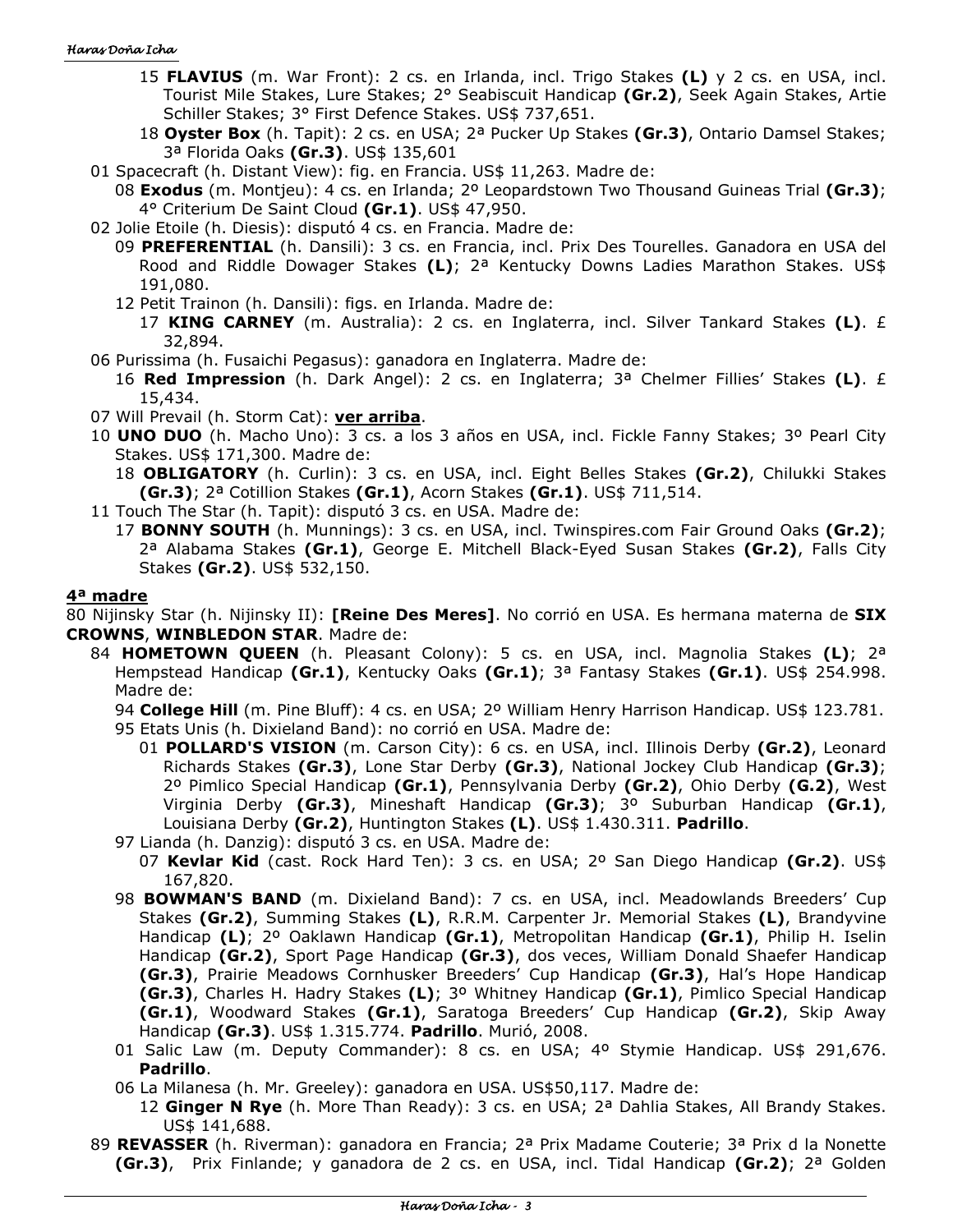15 **FLAVIUS** (m. War Front): 2 cs. en Irlanda, incl. Trigo Stakes **(L)** y 2 cs. en USA, incl. Tourist Mile Stakes, Lure Stakes; 2° Seabiscuit Handicap **(Gr.2)**, Seek Again Stakes, Artie Schiller Stakes; 3° First Defence Stakes. US$ 737,651.

18 **Oyster Box** (h. Tapit): 2 cs. en USA; 2ª Pucker Up Stakes **(Gr.3)**, Ontario Damsel Stakes; 3ª Florida Oaks **(Gr.3)**. US$ 135,601

01 Spacecraft (h. Distant View): fig. en Francia. US$ 11,263. Madre de:

08 **Exodus** (m. Montjeu): 4 cs. en Irlanda; 2º Leopardstown Two Thousand Guineas Trial **(Gr.3)**; 4° Criterium De Saint Cloud **(Gr.1)**. US$ 47,950.

02 Jolie Etoile (h. Diesis): disputó 4 cs. en Francia. Madre de:

09 **PREFERENTIAL** (h. Dansili): 3 cs. en Francia, incl. Prix Des Tourelles. Ganadora en USA del Rood and Riddle Dowager Stakes **(L)**; 2ª Kentucky Downs Ladies Marathon Stakes. US$ 191,080.

12 Petit Trainon (h. Dansili): figs. en Irlanda. Madre de:

17 **KING CARNEY** (m. Australia): 2 cs. en Inglaterra, incl. Silver Tankard Stakes **(L)**. £ 32,894.

06 Purissima (h. Fusaichi Pegasus): ganadora en Inglaterra. Madre de:

16 **Red Impression** (h. Dark Angel): 2 cs. en Inglaterra; 3ª Chelmer Fillies' Stakes **(L)**. £ 15,434.

07 Will Prevail (h. Storm Cat): **ver arriba**.

10 **UNO DUO** (h. Macho Uno): 3 cs. a los 3 años en USA, incl. Fickle Fanny Stakes; 3º Pearl City Stakes. US$ 171,300. Madre de:

18 **OBLIGATORY** (h. Curlin): 3 cs. en USA, incl. Eight Belles Stakes **(Gr.2)**, Chilukki Stakes **(Gr.3)**; 2ª Cotillion Stakes **(Gr.1)**, Acorn Stakes **(Gr.1)**. US$ 711,514.

11 Touch The Star (h. Tapit): disputó 3 cs. en USA. Madre de:

17 **BONNY SOUTH** (h. Munnings): 3 cs. en USA, incl. Twinspires.com Fair Ground Oaks **(Gr.2)**; 2ª Alabama Stakes **(Gr.1)**, George E. Mitchell Black-Eyed Susan Stakes **(Gr.2)**, Falls City Stakes **(Gr.2)**. US$ 532,150.

## 4ª madre

80 Nijinsky Star (h. Nijinsky II): **[Reine Des Meres]**. No corrió en USA. Es hermana materna de **SIX CROWNS**, **WINBLEDON STAR**. Madre de:

84 **HOMETOWN QUEEN** (h. Pleasant Colony): 5 cs. en USA, incl. Magnolia Stakes **(L)**; 2ª Hempstead Handicap **(Gr.1)**, Kentucky Oaks **(Gr.1)**; 3ª Fantasy Stakes **(Gr.1)**. US$ 254.998. Madre de:

94 **College Hill** (m. Pine Bluff): 4 cs. en USA; 2º William Henry Harrison Handicap. US$ 123.781.

95 Etats Unis (h. Dixieland Band): no corrió en USA. Madre de:

01 **POLLARD'S VISION** (m. Carson City): 6 cs. en USA, incl. Illinois Derby **(Gr.2)**, Leonard Richards Stakes **(Gr.3)**, Lone Star Derby **(Gr.3)**, National Jockey Club Handicap **(Gr.3)**; 2º Pimlico Special Handicap **(Gr.1)**, Pennsylvania Derby **(Gr.2)**, Ohio Derby **(G.2)**, West Virginia Derby **(Gr.3)**, Mineshaft Handicap **(Gr.3)**; 3º Suburban Handicap **(Gr.1)**, Louisiana Derby **(Gr.2)**, Huntington Stakes **(L)**. US$ 1.430.311. **Padrillo**.

97 Lianda (h. Danzig): disputó 3 cs. en USA. Madre de:

07 **Kevlar Kid** (cast. Rock Hard Ten): 3 cs. en USA; 2º San Diego Handicap **(Gr.2)**. US$ 167,820.

98 **BOWMAN'S BAND** (m. Dixieland Band): 7 cs. en USA, incl. Meadowlands Breeders' Cup Stakes **(Gr.2)**, Summing Stakes **(L)**, R.R.M. Carpenter Jr. Memorial Stakes **(L)**, Brandyvine Handicap **(L)**; 2º Oaklawn Handicap **(Gr.1)**, Metropolitan Handicap **(Gr.1)**, Philip H. Iselin Handicap **(Gr.2)**, Sport Page Handicap **(Gr.3)**, dos veces, William Donald Shaefer Handicap **(Gr.3)**, Prairie Meadows Cornhusker Breeders' Cup Handicap **(Gr.3)**, Hal's Hope Handicap **(Gr.3)**, Charles H. Hadry Stakes **(L)**; 3º Whitney Handicap **(Gr.1)**, Pimlico Special Handicap **(Gr.1)**, Woodward Stakes **(Gr.1)**, Saratoga Breeders' Cup Handicap **(Gr.2)**, Skip Away Handicap **(Gr.3)**. US$ 1.315.774. **Padrillo**. Murió, 2008.

01 Salic Law (m. Deputy Commander): 8 cs. en USA; 4º Stymie Handicap. US$ 291,676. **Padrillo**.

06 La Milanesa (h. Mr. Greeley): ganadora en USA. US$50,117. Madre de:

12 **Ginger N Rye** (h. More Than Ready): 3 cs. en USA; 2ª Dahlia Stakes, All Brandy Stakes. US$ 141,688.

89 **REVASSER** (h. Riverman): ganadora en Francia; 2ª Prix Madame Couterie; 3ª Prix d la Nonette **(Gr.3)**, Prix Finlande; y ganadora de 2 cs. en USA, incl. Tidal Handicap **(Gr.2)**; 2ª Golden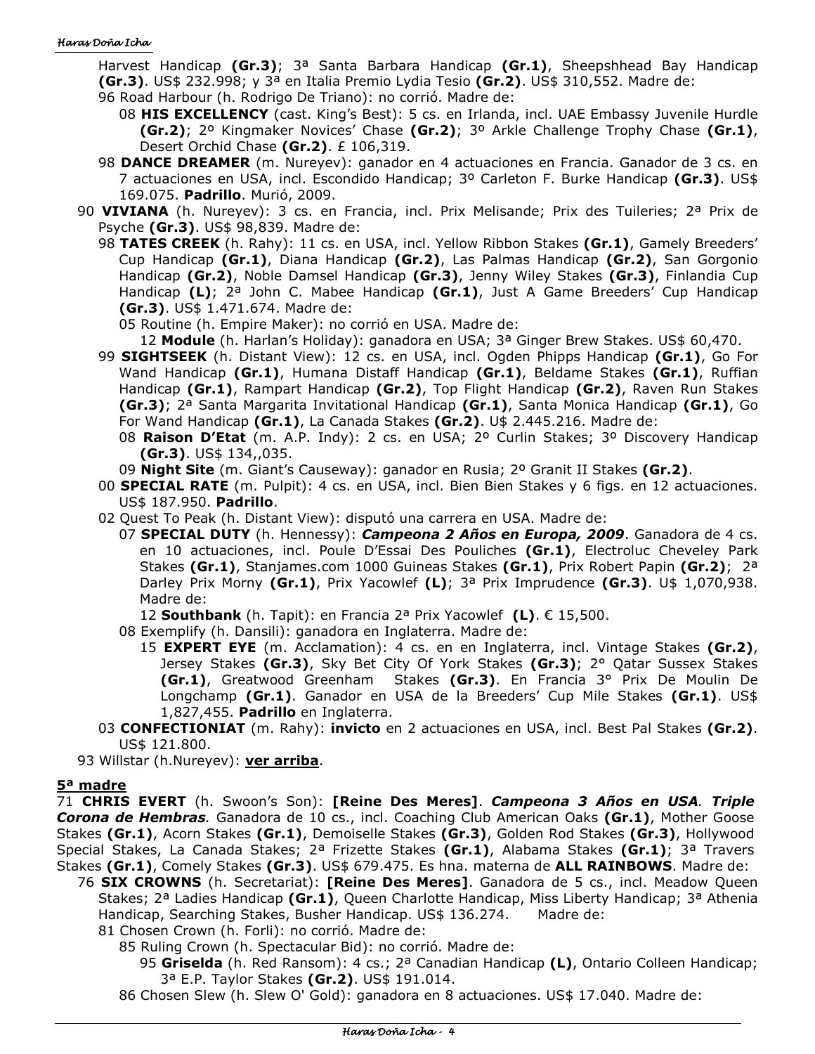Harvest Handicap **(Gr.3)**; 3ª Santa Barbara Handicap **(Gr.1)**, Sheepshhead Bay Handicap **(Gr.3)**. US$ 232.998; y 3ª en Italia Premio Lydia Tesio **(Gr.2)**. US$ 310,552. Madre de:

- 96 Road Harbour (h. Rodrigo De Triano): no corrió. Madre de:
  - 08 **HIS EXCELLENCY** (cast. King's Best): 5 cs. en Irlanda, incl. UAE Embassy Juvenile Hurdle **(Gr.2)**; 2º Kingmaker Novices' Chase **(Gr.2)**; 3º Arkle Challenge Trophy Chase **(Gr.1)**, Desert Orchid Chase **(Gr.2)**. £ 106,319.
- 98 **DANCE DREAMER** (m. Nureyev): ganador en 4 actuaciones en Francia. Ganador de 3 cs. en 7 actuaciones en USA, incl. Escondido Handicap; 3º Carleton F. Burke Handicap **(Gr.3)**. US$ 169.075. **Padrillo**. Murió, 2009.

90 **VIVIANA** (h. Nureyev): 3 cs. en Francia, incl. Prix Melisande; Prix des Tuileries; 2ª Prix de Psyche **(Gr.3)**. US$ 98,839. Madre de:

- 98 **TATES CREEK** (h. Rahy): 11 cs. en USA, incl. Yellow Ribbon Stakes **(Gr.1)**, Gamely Breeders' Cup Handicap **(Gr.1)**, Diana Handicap **(Gr.2)**, Las Palmas Handicap **(Gr.2)**, San Gorgonio Handicap **(Gr.2)**, Noble Damsel Handicap **(Gr.3)**, Jenny Wiley Stakes **(Gr.3)**, Finlandia Cup Handicap **(L)**; 2ª John C. Mabee Handicap **(Gr.1)**, Just A Game Breeders' Cup Handicap **(Gr.3)**. US$ 1.471.674. Madre de:
  - 05 Routine (h. Empire Maker): no corrió en USA. Madre de:
    - 12 **Module** (h. Harlan's Holiday): ganadora en USA; 3ª Ginger Brew Stakes. US$ 60,470.
- 99 **SIGHTSEEK** (h. Distant View): 12 cs. en USA, incl. Ogden Phipps Handicap **(Gr.1)**, Go For Wand Handicap **(Gr.1)**, Humana Distaff Handicap **(Gr.1)**, Beldame Stakes **(Gr.1)**, Ruffian Handicap **(Gr.1)**, Rampart Handicap **(Gr.2)**, Top Flight Handicap **(Gr.2)**, Raven Run Stakes **(Gr.3)**; 2ª Santa Margarita Invitational Handicap **(Gr.1)**, Santa Monica Handicap **(Gr.1)**, Go For Wand Handicap **(Gr.1)**, La Canada Stakes **(Gr.2)**. U$ 2.445.216. Madre de:
  - 08 **Raison D'Etat** (m. A.P. Indy): 2 cs. en USA; 2º Curlin Stakes; 3º Discovery Handicap **(Gr.3)**. US$ 134,,035.
  - 09 **Night Site** (m. Giant's Causeway): ganador en Rusia; 2º Granit II Stakes **(Gr.2)**.
- 00 **SPECIAL RATE** (m. Pulpit): 4 cs. en USA, incl. Bien Bien Stakes y 6 figs. en 12 actuaciones. US$ 187.950. **Padrillo**.
- 02 Quest To Peak (h. Distant View): disputó una carrera en USA. Madre de:
  - 07 **SPECIAL DUTY** (h. Hennessy): ***Campeona 2 Años en Europa, 2009***. Ganadora de 4 cs. en 10 actuaciones, incl. Poule D'Essai Des Pouliches **(Gr.1)**, Electroluc Cheveley Park Stakes **(Gr.1)**, Stanjames.com 1000 Guineas Stakes **(Gr.1)**, Prix Robert Papin **(Gr.2)**; 2ª Darley Prix Morny **(Gr.1)**, Prix Yacowlef **(L)**; 3ª Prix Imprudence **(Gr.3)**. U$ 1,070,938. Madre de:
    - 12 **Southbank** (h. Tapit): en Francia 2ª Prix Yacowlef **(L)**. € 15,500.
- 08 Exemplify (h. Dansili): ganadora en Inglaterra. Madre de:
  - 15 **EXPERT EYE** (m. Acclamation): 4 cs. en en Inglaterra, incl. Vintage Stakes **(Gr.2)**, Jersey Stakes **(Gr.3)**, Sky Bet City Of York Stakes **(Gr.3)**; 2° Qatar Sussex Stakes **(Gr.1)**, Greatwood Greenham Stakes **(Gr.3)**. En Francia 3° Prix De Moulin De Longchamp **(Gr.1)**. Ganador en USA de la Breeders' Cup Mile Stakes **(Gr.1)**. US$ 1,827,455. **Padrillo** en Inglaterra.
- 03 **CONFECTIONIAT** (m. Rahy): **invicto** en 2 actuaciones en USA, incl. Best Pal Stakes **(Gr.2)**. US$ 121.800.

93 Willstar (h.Nureyev): **ver arriba**.

## 5ª madre

71 **CHRIS EVERT** (h. Swoon's Son): **[Reine Des Meres]**. ***Campeona 3 Años en USA. Triple Corona de Hembras***. Ganadora de 10 cs., incl. Coaching Club American Oaks **(Gr.1)**, Mother Goose Stakes **(Gr.1)**, Acorn Stakes **(Gr.1)**, Demoiselle Stakes **(Gr.3)**, Golden Rod Stakes **(Gr.3)**, Hollywood Special Stakes, La Canada Stakes; 2ª Frizette Stakes **(Gr.1)**, Alabama Stakes **(Gr.1)**; 3ª Travers Stakes **(Gr.1)**, Comely Stakes **(Gr.3)**. US$ 679.475. Es hna. materna de **ALL RAINBOWS**. Madre de:

- 76 **SIX CROWNS** (h. Secretariat): **[Reine Des Meres]**. Ganadora de 5 cs., incl. Meadow Queen Stakes; 2ª Ladies Handicap **(Gr.1)**, Queen Charlotte Handicap, Miss Liberty Handicap; 3ª Athenia Handicap, Searching Stakes, Busher Handicap. US$ 136.274. Madre de:
  - 81 Chosen Crown (h. Forli): no corrió. Madre de:
    - 85 Ruling Crown (h. Spectacular Bid): no corrió. Madre de:
      - 95 **Griselda** (h. Red Ransom): 4 cs.; 2ª Canadian Handicap **(L)**, Ontario Colleen Handicap; 3ª E.P. Taylor Stakes **(Gr.2)**. US$ 191.014.
  - 86 Chosen Slew (h. Slew O' Gold): ganadora en 8 actuaciones. US$ 17.040. Madre de: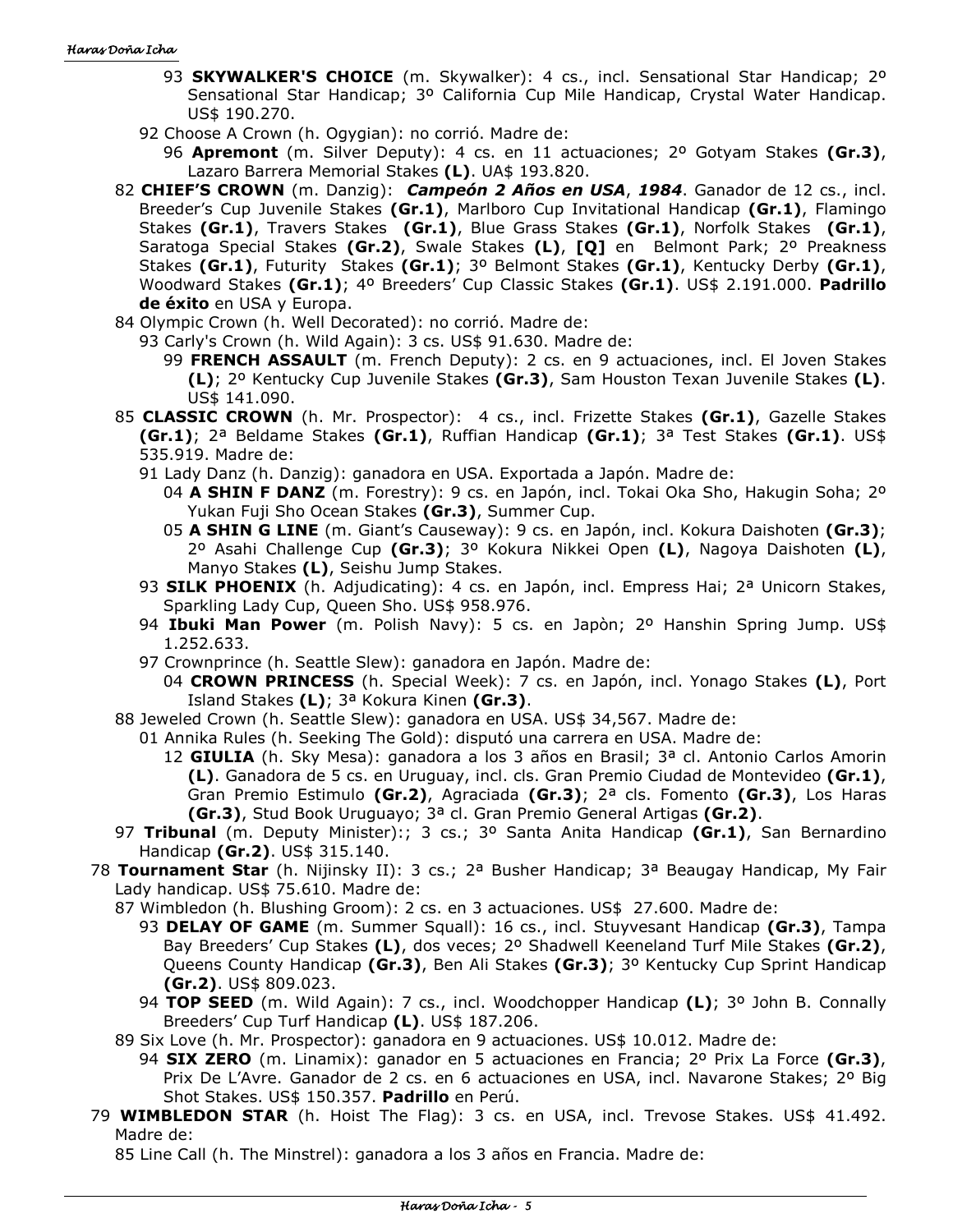93 **SKYWALKER'S CHOICE** (m. Skywalker): 4 cs., incl. Sensational Star Handicap; 2º Sensational Star Handicap; 3º California Cup Mile Handicap, Crystal Water Handicap. US$ 190.270.

92 Choose A Crown (h. Ogygian): no corrió. Madre de:

96 **Apremont** (m. Silver Deputy): 4 cs. en 11 actuaciones; 2º Gotyam Stakes **(Gr.3)**, Lazaro Barrera Memorial Stakes **(L)**. UA$ 193.820.

82 **CHIEF'S CROWN** (m. Danzig): ***Campeón 2 Años en USA*, *1984***. Ganador de 12 cs., incl. Breeder's Cup Juvenile Stakes **(Gr.1)**, Marlboro Cup Invitational Handicap **(Gr.1)**, Flamingo Stakes **(Gr.1)**, Travers Stakes **(Gr.1)**, Blue Grass Stakes **(Gr.1)**, Norfolk Stakes **(Gr.1)**, Saratoga Special Stakes **(Gr.2)**, Swale Stakes **(L)**, **[Q]** en Belmont Park; 2º Preakness Stakes **(Gr.1)**, Futurity Stakes **(Gr.1)**; 3º Belmont Stakes **(Gr.1)**, Kentucky Derby **(Gr.1)**, Woodward Stakes **(Gr.1)**; 4º Breeders' Cup Classic Stakes **(Gr.1)**. US$ 2.191.000. **Padrillo de éxito** en USA y Europa.

84 Olympic Crown (h. Well Decorated): no corrió. Madre de:

93 Carly's Crown (h. Wild Again): 3 cs. US$ 91.630. Madre de:

99 **FRENCH ASSAULT** (m. French Deputy): 2 cs. en 9 actuaciones, incl. El Joven Stakes **(L)**; 2º Kentucky Cup Juvenile Stakes **(Gr.3)**, Sam Houston Texan Juvenile Stakes **(L)**. US$ 141.090.

85 **CLASSIC CROWN** (h. Mr. Prospector): 4 cs., incl. Frizette Stakes **(Gr.1)**, Gazelle Stakes **(Gr.1)**; 2ª Beldame Stakes **(Gr.1)**, Ruffian Handicap **(Gr.1)**; 3ª Test Stakes **(Gr.1)**. US$ 535.919. Madre de:

91 Lady Danz (h. Danzig): ganadora en USA. Exportada a Japón. Madre de:

04 **A SHIN F DANZ** (m. Forestry): 9 cs. en Japón, incl. Tokai Oka Sho, Hakugin Soha; 2º Yukan Fuji Sho Ocean Stakes **(Gr.3)**, Summer Cup.

05 **A SHIN G LINE** (m. Giant's Causeway): 9 cs. en Japón, incl. Kokura Daishoten **(Gr.3)**; 2º Asahi Challenge Cup **(Gr.3)**; 3º Kokura Nikkei Open **(L)**, Nagoya Daishoten **(L)**, Manyo Stakes **(L)**, Seishu Jump Stakes.

93 **SILK PHOENIX** (h. Adjudicating): 4 cs. en Japón, incl. Empress Hai; 2ª Unicorn Stakes, Sparkling Lady Cup, Queen Sho. US$ 958.976.

94 **Ibuki Man Power** (m. Polish Navy): 5 cs. en Japòn; 2º Hanshin Spring Jump. US$ 1.252.633.

97 Crownprince (h. Seattle Slew): ganadora en Japón. Madre de:

04 **CROWN PRINCESS** (h. Special Week): 7 cs. en Japón, incl. Yonago Stakes **(L)**, Port Island Stakes **(L)**; 3ª Kokura Kinen **(Gr.3)**.

88 Jeweled Crown (h. Seattle Slew): ganadora en USA. US$ 34,567. Madre de:

01 Annika Rules (h. Seeking The Gold): disputó una carrera en USA. Madre de:

12 **GIULIA** (h. Sky Mesa): ganadora a los 3 años en Brasil; 3ª cl. Antonio Carlos Amorin **(L)**. Ganadora de 5 cs. en Uruguay, incl. cls. Gran Premio Ciudad de Montevideo **(Gr.1)**, Gran Premio Estimulo **(Gr.2)**, Agraciada **(Gr.3)**; 2ª cls. Fomento **(Gr.3)**, Los Haras **(Gr.3)**, Stud Book Uruguayo; 3ª cl. Gran Premio General Artigas **(Gr.2)**.

97 **Tribunal** (m. Deputy Minister):; 3 cs.; 3º Santa Anita Handicap **(Gr.1)**, San Bernardino Handicap **(Gr.2)**. US$ 315.140.

78 **Tournament Star** (h. Nijinsky II): 3 cs.; 2ª Busher Handicap; 3ª Beaugay Handicap, My Fair Lady handicap. US$ 75.610. Madre de:

87 Wimbledon (h. Blushing Groom): 2 cs. en 3 actuaciones. US$ 27.600. Madre de:

93 **DELAY OF GAME** (m. Summer Squall): 16 cs., incl. Stuyvesant Handicap **(Gr.3)**, Tampa Bay Breeders' Cup Stakes **(L)**, dos veces; 2º Shadwell Keeneland Turf Mile Stakes **(Gr.2)**, Queens County Handicap **(Gr.3)**, Ben Ali Stakes **(Gr.3)**; 3º Kentucky Cup Sprint Handicap **(Gr.2)**. US$ 809.023.

94 **TOP SEED** (m. Wild Again): 7 cs., incl. Woodchopper Handicap **(L)**; 3º John B. Connally Breeders' Cup Turf Handicap **(L)**. US$ 187.206.

89 Six Love (h. Mr. Prospector): ganadora en 9 actuaciones. US$ 10.012. Madre de:

94 **SIX ZERO** (m. Linamix): ganador en 5 actuaciones en Francia; 2º Prix La Force **(Gr.3)**, Prix De L'Avre. Ganador de 2 cs. en 6 actuaciones en USA, incl. Navarone Stakes; 2º Big Shot Stakes. US$ 150.357. **Padrillo** en Perú.

79 **WIMBLEDON STAR** (h. Hoist The Flag): 3 cs. en USA, incl. Trevose Stakes. US$ 41.492. Madre de:

85 Line Call (h. The Minstrel): ganadora a los 3 años en Francia. Madre de: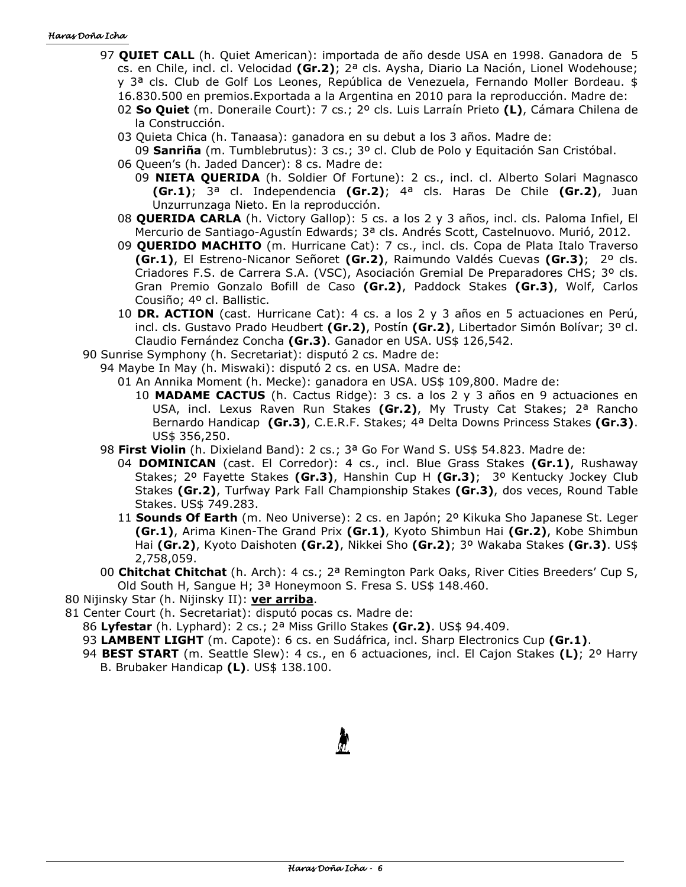97 **QUIET CALL** (h. Quiet American): importada de año desde USA en 1998. Ganadora de 5 cs. en Chile, incl. cl. Velocidad **(Gr.2)**; 2ª cls. Aysha, Diario La Nación, Lionel Wodehouse; y 3ª cls. Club de Golf Los Leones, República de Venezuela, Fernando Moller Bordeau. $ 16.830.500 en premios.Exportada a la Argentina en 2010 para la reproducción. Madre de:

02 **So Quiet** (m. Doneraile Court): 7 cs.; 2º cls. Luis Larraín Prieto **(L)**, Cámara Chilena de la Construcción.

03 Quieta Chica (h. Tanaasa): ganadora en su debut a los 3 años. Madre de:

09 **Sanriña** (m. Tumblebrutus): 3 cs.; 3º cl. Club de Polo y Equitación San Cristóbal.

06 Queen's (h. Jaded Dancer): 8 cs. Madre de:

09 **NIETA QUERIDA** (h. Soldier Of Fortune): 2 cs., incl. cl. Alberto Solari Magnasco **(Gr.1)**; 3ª cl. Independencia **(Gr.2)**; 4ª cls. Haras De Chile **(Gr.2)**, Juan Unzurrunzaga Nieto. En la reproducción.

08 **QUERIDA CARLA** (h. Victory Gallop): 5 cs. a los 2 y 3 años, incl. cls. Paloma Infiel, El Mercurio de Santiago-Agustín Edwards; 3ª cls. Andrés Scott, Castelnuovo. Murió, 2012.

09 **QUERIDO MACHITO** (m. Hurricane Cat): 7 cs., incl. cls. Copa de Plata Italo Traverso **(Gr.1)**, El Estreno-Nicanor Señoret **(Gr.2)**, Raimundo Valdés Cuevas **(Gr.3)**; 2º cls. Criadores F.S. de Carrera S.A. (VSC), Asociación Gremial De Preparadores CHS; 3º cls. Gran Premio Gonzalo Bofill de Caso **(Gr.2)**, Paddock Stakes **(Gr.3)**, Wolf, Carlos Cousiño; 4º cl. Ballistic.

10 **DR. ACTION** (cast. Hurricane Cat): 4 cs. a los 2 y 3 años en 5 actuaciones en Perú, incl. cls. Gustavo Prado Heudbert **(Gr.2)**, Postín **(Gr.2)**, Libertador Simón Bolívar; 3º cl. Claudio Fernández Concha **(Gr.3)**. Ganador en USA. US$ 126,542.

90 Sunrise Symphony (h. Secretariat): disputó 2 cs. Madre de:

94 Maybe In May (h. Miswaki): disputó 2 cs. en USA. Madre de:

01 An Annika Moment (h. Mecke): ganadora en USA. US$ 109,800. Madre de:

10 **MADAME CACTUS** (h. Cactus Ridge): 3 cs. a los 2 y 3 años en 9 actuaciones en USA, incl. Lexus Raven Run Stakes **(Gr.2)**, My Trusty Cat Stakes; 2ª Rancho Bernardo Handicap **(Gr.3)**, C.E.R.F. Stakes; 4ª Delta Downs Princess Stakes **(Gr.3)**. US$ 356,250.

98 **First Violin** (h. Dixieland Band): 2 cs.; 3ª Go For Wand S. US$ 54.823. Madre de:

04 **DOMINICAN** (cast. El Corredor): 4 cs., incl. Blue Grass Stakes **(Gr.1)**, Rushaway Stakes; 2º Fayette Stakes **(Gr.3)**, Hanshin Cup H **(Gr.3)**; 3º Kentucky Jockey Club Stakes **(Gr.2)**, Turfway Park Fall Championship Stakes **(Gr.3)**, dos veces, Round Table Stakes. US$ 749.283.

11 **Sounds Of Earth** (m. Neo Universe): 2 cs. en Japón; 2º Kikuka Sho Japanese St. Leger **(Gr.1)**, Arima Kinen-The Grand Prix **(Gr.1)**, Kyoto Shimbun Hai **(Gr.2)**, Kobe Shimbun Hai **(Gr.2)**, Kyoto Daishoten **(Gr.2)**, Nikkei Sho **(Gr.2)**; 3º Wakaba Stakes **(Gr.3)**. US$ 2,758,059.

00 **Chitchat Chitchat** (h. Arch): 4 cs.; 2ª Remington Park Oaks, River Cities Breeders' Cup S, Old South H, Sangue H; 3ª Honeymoon S. Fresa S. US$ 148.460.

80 Nijinsky Star (h. Nijinsky II): **ver arriba**.

81 Center Court (h. Secretariat): disputó pocas cs. Madre de:

86 **Lyfestar** (h. Lyphard): 2 cs.; 2ª Miss Grillo Stakes **(Gr.2)**. US$ 94.409.

93 **LAMBENT LIGHT** (m. Capote): 6 cs. en Sudáfrica, incl. Sharp Electronics Cup **(Gr.1)**.

94 **BEST START** (m. Seattle Slew): 4 cs., en 6 actuaciones, incl. El Cajon Stakes **(L)**; 2º Harry B. Brubaker Handicap **(L)**. US$ 138.100.